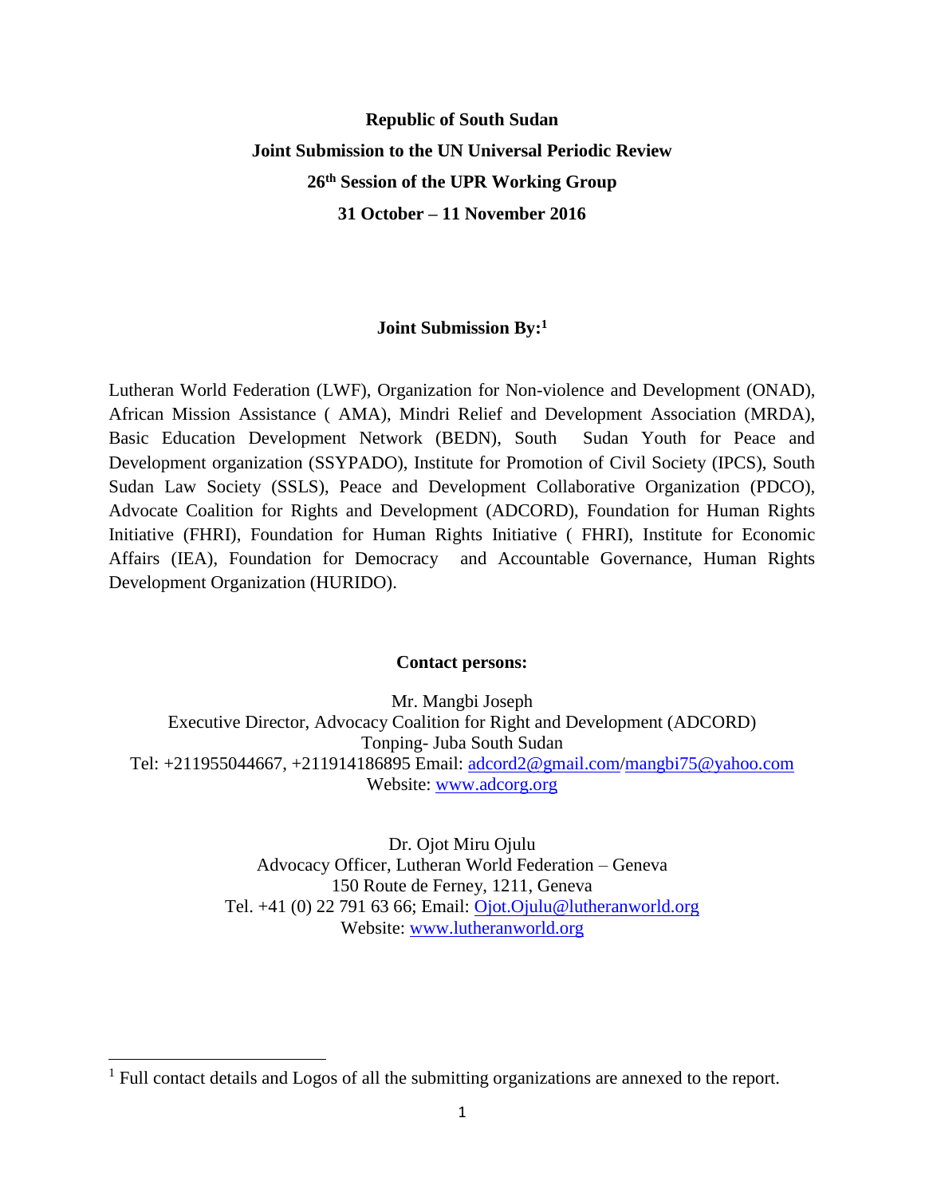**Republic of South Sudan**

**Joint Submission to the UN Universal Periodic Review**

**26th Session of the UPR Working Group**

**31 October – 11 November 2016**

**Joint Submission By:[1]**

Lutheran World Federation (LWF), Organization for Non-violence and Development (ONAD), African Mission Assistance ( AMA), Mindri Relief and Development Association (MRDA), Basic Education Development Network (BEDN), South Sudan Youth for Peace and Development organization (SSYPADO), Institute for Promotion of Civil Society (IPCS), South Sudan Law Society (SSLS), Peace and Development Collaborative Organization (PDCO), Advocate Coalition for Rights and Development (ADCORD), Foundation for Human Rights Initiative (FHRI), Foundation for Human Rights Initiative ( FHRI), Institute for Economic Affairs (IEA), Foundation for Democracy and Accountable Governance, Human Rights Development Organization (HURIDO).

**Contact persons:**

Mr. Mangbi Joseph
Executive Director, Advocacy Coalition for Right and Development (ADCORD)
Tonping- Juba South Sudan
Tel: +211955044667, +211914186895 Email: adcord2@gmail.com/mangbi75@yahoo.com
Website: www.adcorg.org

Dr. Ojot Miru Ojulu
Advocacy Officer, Lutheran World Federation – Geneva
150 Route de Ferney, 1211, Geneva
Tel. +41 (0) 22 791 63 66; Email: Ojot.Ojulu@lutheranworld.org
Website: www.lutheranworld.org

[1] Full contact details and Logos of all the submitting organizations are annexed to the report.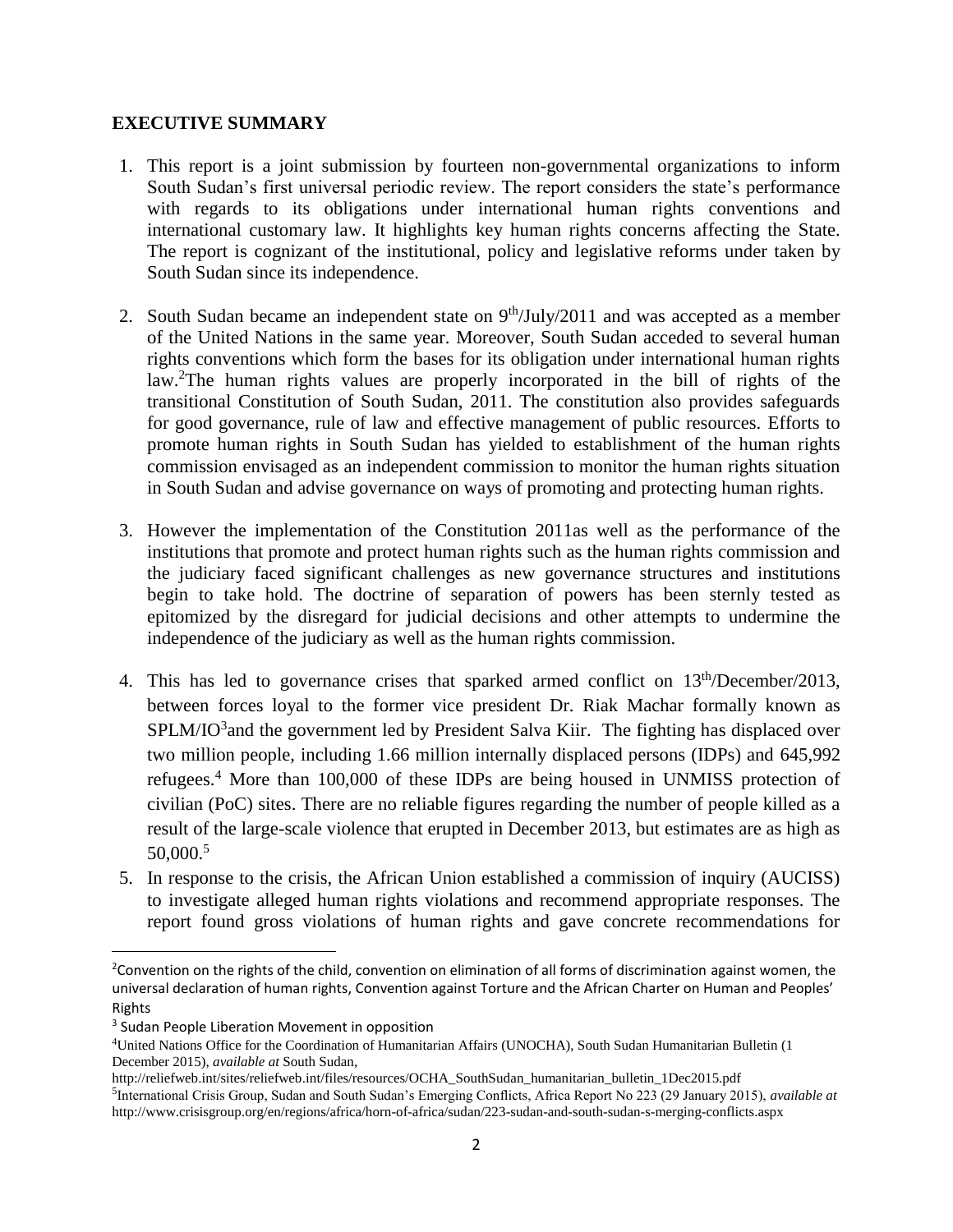## EXECUTIVE SUMMARY

1. This report is a joint submission by fourteen non-governmental organizations to inform South Sudan's first universal periodic review. The report considers the state's performance with regards to its obligations under international human rights conventions and international customary law. It highlights key human rights concerns affecting the State. The report is cognizant of the institutional, policy and legislative reforms under taken by South Sudan since its independence.

2. South Sudan became an independent state on 9th/July/2011 and was accepted as a member of the United Nations in the same year. Moreover, South Sudan acceded to several human rights conventions which form the bases for its obligation under international human rights law.[2]The human rights values are properly incorporated in the bill of rights of the transitional Constitution of South Sudan, 2011. The constitution also provides safeguards for good governance, rule of law and effective management of public resources. Efforts to promote human rights in South Sudan has yielded to establishment of the human rights commission envisaged as an independent commission to monitor the human rights situation in South Sudan and advise governance on ways of promoting and protecting human rights.

3. However the implementation of the Constitution 2011as well as the performance of the institutions that promote and protect human rights such as the human rights commission and the judiciary faced significant challenges as new governance structures and institutions begin to take hold. The doctrine of separation of powers has been sternly tested as epitomized by the disregard for judicial decisions and other attempts to undermine the independence of the judiciary as well as the human rights commission.

4. This has led to governance crises that sparked armed conflict on 13th/December/2013, between forces loyal to the former vice president Dr. Riak Machar formally known as SPLM/IO[3]and the government led by President Salva Kiir. The fighting has displaced over two million people, including 1.66 million internally displaced persons (IDPs) and 645,992 refugees.[4] More than 100,000 of these IDPs are being housed in UNMISS protection of civilian (PoC) sites. There are no reliable figures regarding the number of people killed as a result of the large-scale violence that erupted in December 2013, but estimates are as high as 50,000.[5]

5. In response to the crisis, the African Union established a commission of inquiry (AUCISS) to investigate alleged human rights violations and recommend appropriate responses. The report found gross violations of human rights and gave concrete recommendations for

---

[2]Convention on the rights of the child, convention on elimination of all forms of discrimination against women, the universal declaration of human rights, Convention against Torture and the African Charter on Human and Peoples' Rights

[3] Sudan People Liberation Movement in opposition

[4]United Nations Office for the Coordination of Humanitarian Affairs (UNOCHA), South Sudan Humanitarian Bulletin (1 December 2015), *available at* South Sudan, http://reliefweb.int/sites/reliefweb.int/files/resources/OCHA_SouthSudan_humanitarian_bulletin_1Dec2015.pdf

[5]International Crisis Group, Sudan and South Sudan's Emerging Conflicts, Africa Report No 223 (29 January 2015), *available at* http://www.crisisgroup.org/en/regions/africa/horn-of-africa/sudan/223-sudan-and-south-sudan-s-merging-conflicts.aspx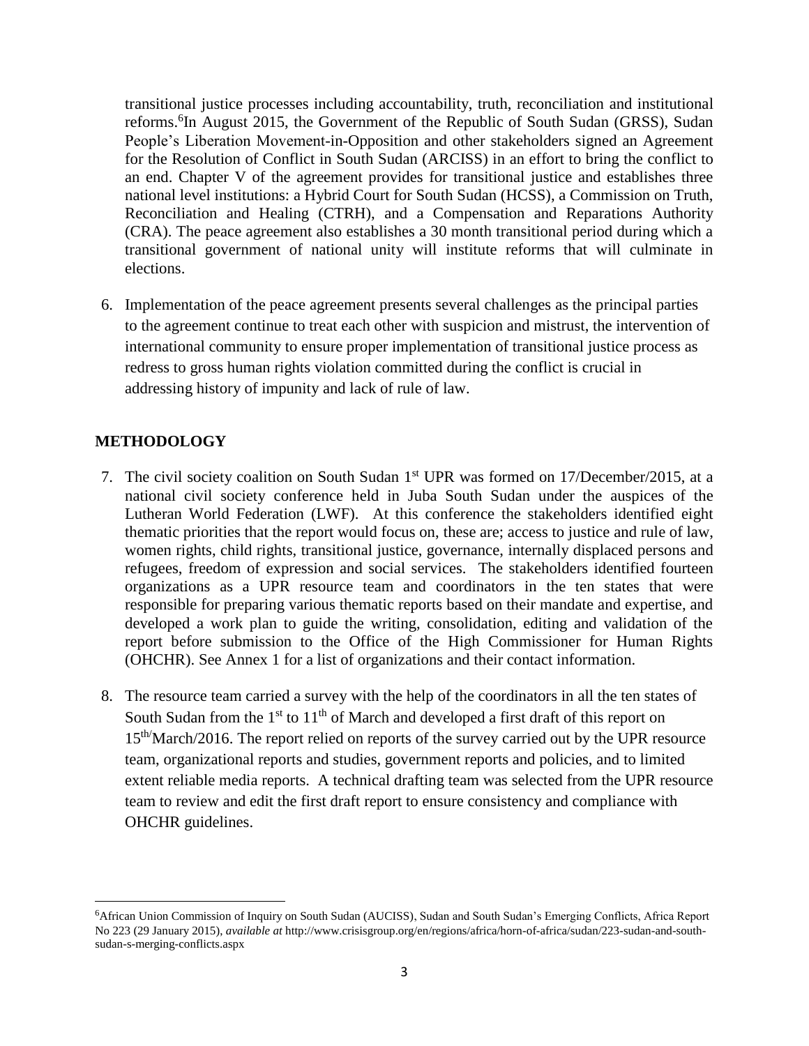transitional justice processes including accountability, truth, reconciliation and institutional reforms.[6] In August 2015, the Government of the Republic of South Sudan (GRSS), Sudan People's Liberation Movement-in-Opposition and other stakeholders signed an Agreement for the Resolution of Conflict in South Sudan (ARCISS) in an effort to bring the conflict to an end. Chapter V of the agreement provides for transitional justice and establishes three national level institutions: a Hybrid Court for South Sudan (HCSS), a Commission on Truth, Reconciliation and Healing (CTRH), and a Compensation and Reparations Authority (CRA). The peace agreement also establishes a 30 month transitional period during which a transitional government of national unity will institute reforms that will culminate in elections.

6. Implementation of the peace agreement presents several challenges as the principal parties to the agreement continue to treat each other with suspicion and mistrust, the intervention of international community to ensure proper implementation of transitional justice process as redress to gross human rights violation committed during the conflict is crucial in addressing history of impunity and lack of rule of law.

## METHODOLOGY

7. The civil society coalition on South Sudan 1st UPR was formed on 17/December/2015, at a national civil society conference held in Juba South Sudan under the auspices of the Lutheran World Federation (LWF). At this conference the stakeholders identified eight thematic priorities that the report would focus on, these are; access to justice and rule of law, women rights, child rights, transitional justice, governance, internally displaced persons and refugees, freedom of expression and social services. The stakeholders identified fourteen organizations as a UPR resource team and coordinators in the ten states that were responsible for preparing various thematic reports based on their mandate and expertise, and developed a work plan to guide the writing, consolidation, editing and validation of the report before submission to the Office of the High Commissioner for Human Rights (OHCHR). See Annex 1 for a list of organizations and their contact information.

8. The resource team carried a survey with the help of the coordinators in all the ten states of South Sudan from the 1st to 11th of March and developed a first draft of this report on 15th/March/2016. The report relied on reports of the survey carried out by the UPR resource team, organizational reports and studies, government reports and policies, and to limited extent reliable media reports. A technical drafting team was selected from the UPR resource team to review and edit the first draft report to ensure consistency and compliance with OHCHR guidelines.

---

[6] African Union Commission of Inquiry on South Sudan (AUCISS), Sudan and South Sudan's Emerging Conflicts, Africa Report No 223 (29 January 2015), *available at* http://www.crisisgroup.org/en/regions/africa/horn-of-africa/sudan/223-sudan-and-south-sudan-s-merging-conflicts.aspx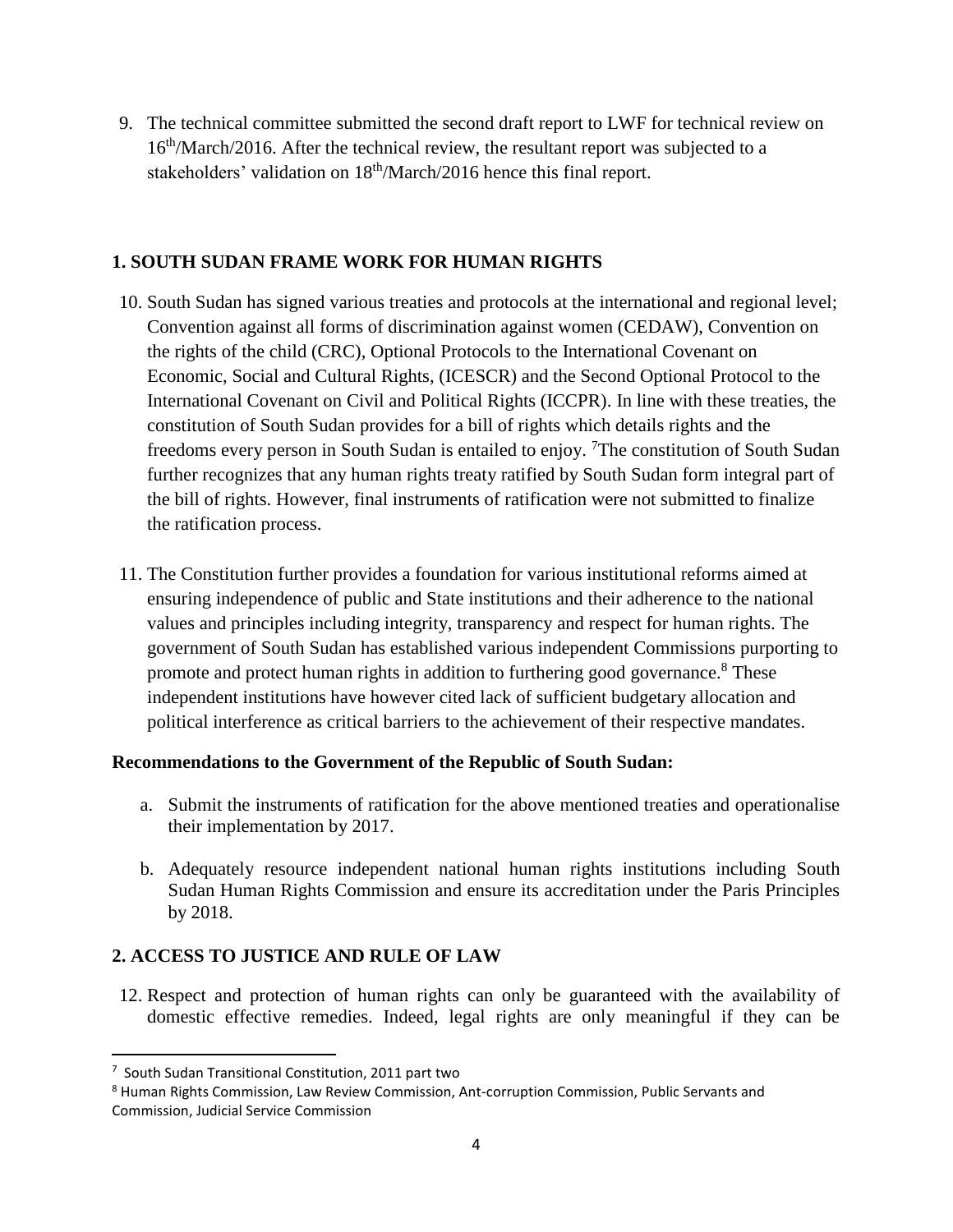9. The technical committee submitted the second draft report to LWF for technical review on 16th/March/2016. After the technical review, the resultant report was subjected to a stakeholders' validation on 18th/March/2016 hence this final report.

## 1. SOUTH SUDAN FRAME WORK FOR HUMAN RIGHTS

10. South Sudan has signed various treaties and protocols at the international and regional level; Convention against all forms of discrimination against women (CEDAW), Convention on the rights of the child (CRC), Optional Protocols to the International Covenant on Economic, Social and Cultural Rights, (ICESCR) and the Second Optional Protocol to the International Covenant on Civil and Political Rights (ICCPR). In line with these treaties, the constitution of South Sudan provides for a bill of rights which details rights and the freedoms every person in South Sudan is entailed to enjoy. [7]The constitution of South Sudan further recognizes that any human rights treaty ratified by South Sudan form integral part of the bill of rights. However, final instruments of ratification were not submitted to finalize the ratification process.

11. The Constitution further provides a foundation for various institutional reforms aimed at ensuring independence of public and State institutions and their adherence to the national values and principles including integrity, transparency and respect for human rights. The government of South Sudan has established various independent Commissions purporting to promote and protect human rights in addition to furthering good governance.[8] These independent institutions have however cited lack of sufficient budgetary allocation and political interference as critical barriers to the achievement of their respective mandates.

### Recommendations to the Government of the Republic of South Sudan:

a. Submit the instruments of ratification for the above mentioned treaties and operationalise their implementation by 2017.

b. Adequately resource independent national human rights institutions including South Sudan Human Rights Commission and ensure its accreditation under the Paris Principles by 2018.

## 2. ACCESS TO JUSTICE AND RULE OF LAW

12. Respect and protection of human rights can only be guaranteed with the availability of domestic effective remedies. Indeed, legal rights are only meaningful if they can be

---

[7] South Sudan Transitional Constitution, 2011 part two

[8] Human Rights Commission, Law Review Commission, Ant-corruption Commission, Public Servants and Commission, Judicial Service Commission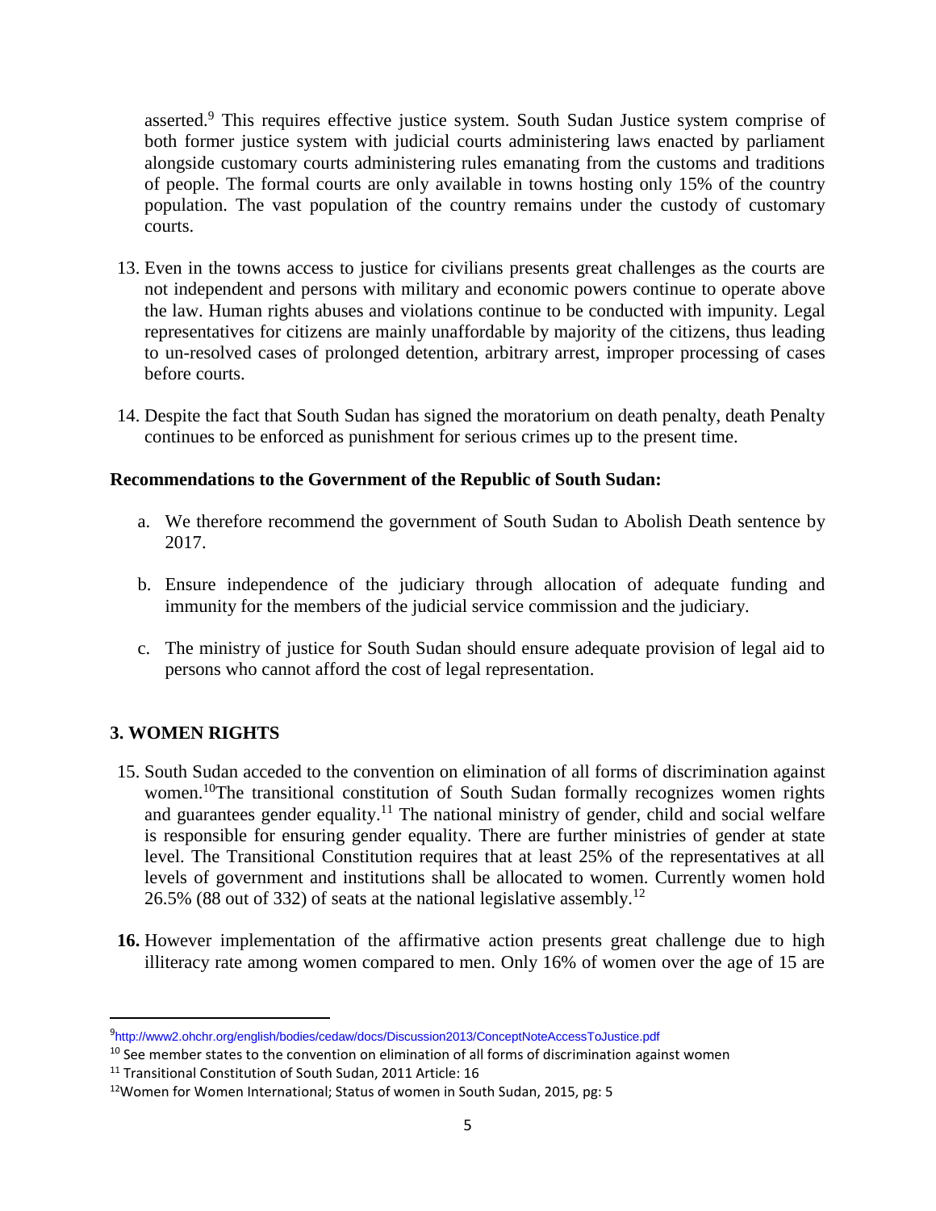asserted.[9] This requires effective justice system. South Sudan Justice system comprise of both former justice system with judicial courts administering laws enacted by parliament alongside customary courts administering rules emanating from the customs and traditions of people. The formal courts are only available in towns hosting only 15% of the country population. The vast population of the country remains under the custody of customary courts.

13. Even in the towns access to justice for civilians presents great challenges as the courts are not independent and persons with military and economic powers continue to operate above the law. Human rights abuses and violations continue to be conducted with impunity. Legal representatives for citizens are mainly unaffordable by majority of the citizens, thus leading to un-resolved cases of prolonged detention, arbitrary arrest, improper processing of cases before courts.

14. Despite the fact that South Sudan has signed the moratorium on death penalty, death Penalty continues to be enforced as punishment for serious crimes up to the present time.

**Recommendations to the Government of the Republic of South Sudan:**

a. We therefore recommend the government of South Sudan to Abolish Death sentence by 2017.

b. Ensure independence of the judiciary through allocation of adequate funding and immunity for the members of the judicial service commission and the judiciary.

c. The ministry of justice for South Sudan should ensure adequate provision of legal aid to persons who cannot afford the cost of legal representation.

## 3. WOMEN RIGHTS

15. South Sudan acceded to the convention on elimination of all forms of discrimination against women.[10]The transitional constitution of South Sudan formally recognizes women rights and guarantees gender equality.[11] The national ministry of gender, child and social welfare is responsible for ensuring gender equality. There are further ministries of gender at state level. The Transitional Constitution requires that at least 25% of the representatives at all levels of government and institutions shall be allocated to women. Currently women hold 26.5% (88 out of 332) of seats at the national legislative assembly.[12]

**16.** However implementation of the affirmative action presents great challenge due to high illiteracy rate among women compared to men. Only 16% of women over the age of 15 are

---

[9] http://www2.ohchr.org/english/bodies/cedaw/docs/Discussion2013/ConceptNoteAccessToJustice.pdf

[10] See member states to the convention on elimination of all forms of discrimination against women

[11] Transitional Constitution of South Sudan, 2011 Article: 16

[12] Women for Women International; Status of women in South Sudan, 2015, pg: 5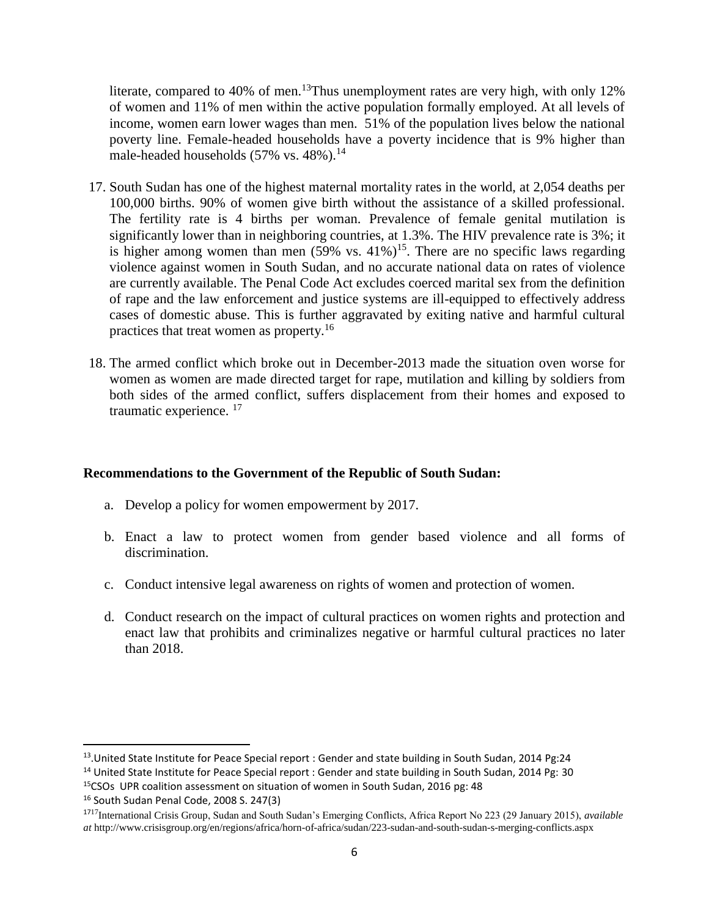literate, compared to 40% of men.[13]Thus unemployment rates are very high, with only 12% of women and 11% of men within the active population formally employed. At all levels of income, women earn lower wages than men. 51% of the population lives below the national poverty line. Female-headed households have a poverty incidence that is 9% higher than male-headed households (57% vs. 48%).[14]

17. South Sudan has one of the highest maternal mortality rates in the world, at 2,054 deaths per 100,000 births. 90% of women give birth without the assistance of a skilled professional. The fertility rate is 4 births per woman. Prevalence of female genital mutilation is significantly lower than in neighboring countries, at 1.3%. The HIV prevalence rate is 3%; it is higher among women than men (59% vs. 41%)[15]. There are no specific laws regarding violence against women in South Sudan, and no accurate national data on rates of violence are currently available. The Penal Code Act excludes coerced marital sex from the definition of rape and the law enforcement and justice systems are ill-equipped to effectively address cases of domestic abuse. This is further aggravated by exiting native and harmful cultural practices that treat women as property.[16]

18. The armed conflict which broke out in December-2013 made the situation oven worse for women as women are made directed target for rape, mutilation and killing by soldiers from both sides of the armed conflict, suffers displacement from their homes and exposed to traumatic experience. [17]

**Recommendations to the Government of the Republic of South Sudan:**

a. Develop a policy for women empowerment by 2017.

b. Enact a law to protect women from gender based violence and all forms of discrimination.

c. Conduct intensive legal awareness on rights of women and protection of women.

d. Conduct research on the impact of cultural practices on women rights and protection and enact law that prohibits and criminalizes negative or harmful cultural practices no later than 2018.

---

[13].United State Institute for Peace Special report : Gender and state building in South Sudan, 2014 Pg:24

[14] United State Institute for Peace Special report : Gender and state building in South Sudan, 2014 Pg: 30

[15]CSOs UPR coalition assessment on situation of women in South Sudan, 2016 pg: 48

[16] South Sudan Penal Code, 2008 S. 247(3)

[1717]International Crisis Group, Sudan and South Sudan's Emerging Conflicts, Africa Report No 223 (29 January 2015), *available at* http://www.crisisgroup.org/en/regions/africa/horn-of-africa/sudan/223-sudan-and-south-sudan-s-merging-conflicts.aspx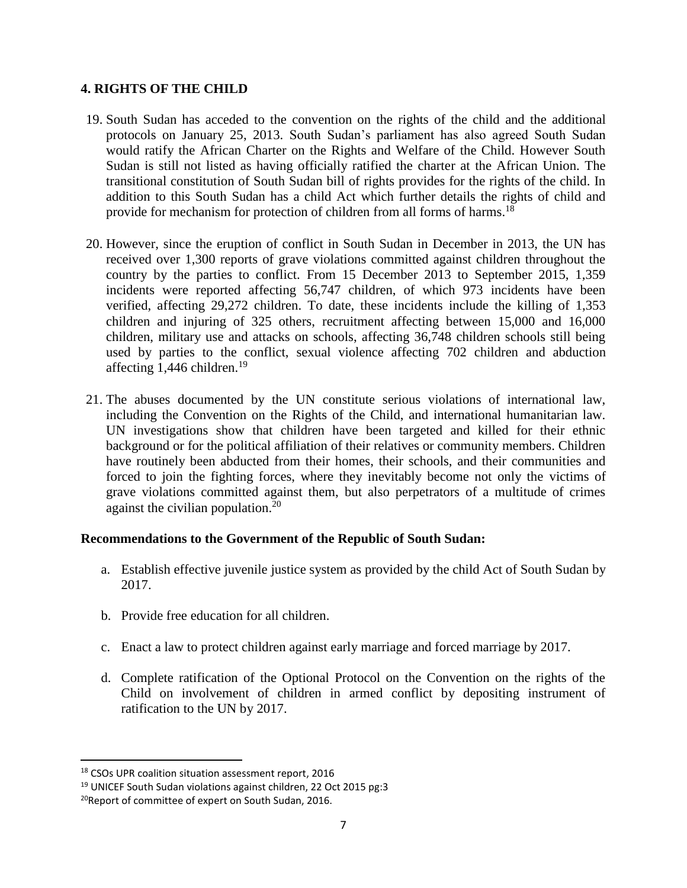## 4. RIGHTS OF THE CHILD

19. South Sudan has acceded to the convention on the rights of the child and the additional protocols on January 25, 2013. South Sudan's parliament has also agreed South Sudan would ratify the African Charter on the Rights and Welfare of the Child. However South Sudan is still not listed as having officially ratified the charter at the African Union. The transitional constitution of South Sudan bill of rights provides for the rights of the child. In addition to this South Sudan has a child Act which further details the rights of child and provide for mechanism for protection of children from all forms of harms.[18]

20. However, since the eruption of conflict in South Sudan in December in 2013, the UN has received over 1,300 reports of grave violations committed against children throughout the country by the parties to conflict. From 15 December 2013 to September 2015, 1,359 incidents were reported affecting 56,747 children, of which 973 incidents have been verified, affecting 29,272 children. To date, these incidents include the killing of 1,353 children and injuring of 325 others, recruitment affecting between 15,000 and 16,000 children, military use and attacks on schools, affecting 36,748 children schools still being used by parties to the conflict, sexual violence affecting 702 children and abduction affecting 1,446 children.[19]

21. The abuses documented by the UN constitute serious violations of international law, including the Convention on the Rights of the Child, and international humanitarian law. UN investigations show that children have been targeted and killed for their ethnic background or for the political affiliation of their relatives or community members. Children have routinely been abducted from their homes, their schools, and their communities and forced to join the fighting forces, where they inevitably become not only the victims of grave violations committed against them, but also perpetrators of a multitude of crimes against the civilian population.[20]

**Recommendations to the Government of the Republic of South Sudan:**

a. Establish effective juvenile justice system as provided by the child Act of South Sudan by 2017.

b. Provide free education for all children.

c. Enact a law to protect children against early marriage and forced marriage by 2017.

d. Complete ratification of the Optional Protocol on the Convention on the rights of the Child on involvement of children in armed conflict by depositing instrument of ratification to the UN by 2017.

---

[18] CSOs UPR coalition situation assessment report, 2016

[19] UNICEF South Sudan violations against children, 22 Oct 2015 pg:3

[20] Report of committee of expert on South Sudan, 2016.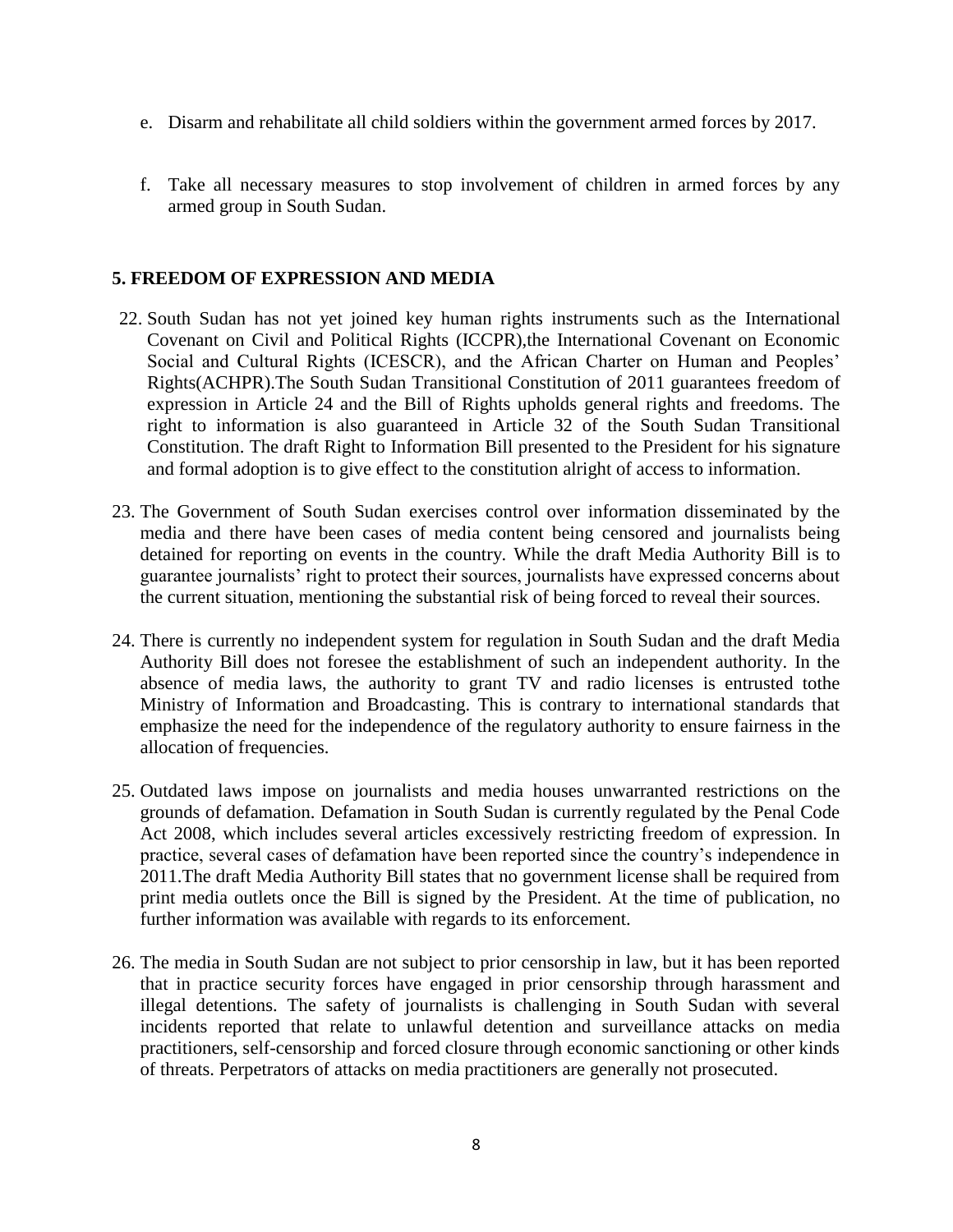e. Disarm and rehabilitate all child soldiers within the government armed forces by 2017.

f. Take all necessary measures to stop involvement of children in armed forces by any armed group in South Sudan.

## 5. FREEDOM OF EXPRESSION AND MEDIA

22. South Sudan has not yet joined key human rights instruments such as the International Covenant on Civil and Political Rights (ICCPR),the International Covenant on Economic Social and Cultural Rights (ICESCR), and the African Charter on Human and Peoples' Rights(ACHPR).The South Sudan Transitional Constitution of 2011 guarantees freedom of expression in Article 24 and the Bill of Rights upholds general rights and freedoms. The right to information is also guaranteed in Article 32 of the South Sudan Transitional Constitution. The draft Right to Information Bill presented to the President for his signature and formal adoption is to give effect to the constitution alright of access to information.

23. The Government of South Sudan exercises control over information disseminated by the media and there have been cases of media content being censored and journalists being detained for reporting on events in the country. While the draft Media Authority Bill is to guarantee journalists' right to protect their sources, journalists have expressed concerns about the current situation, mentioning the substantial risk of being forced to reveal their sources.

24. There is currently no independent system for regulation in South Sudan and the draft Media Authority Bill does not foresee the establishment of such an independent authority. In the absence of media laws, the authority to grant TV and radio licenses is entrusted tothe Ministry of Information and Broadcasting. This is contrary to international standards that emphasize the need for the independence of the regulatory authority to ensure fairness in the allocation of frequencies.

25. Outdated laws impose on journalists and media houses unwarranted restrictions on the grounds of defamation. Defamation in South Sudan is currently regulated by the Penal Code Act 2008, which includes several articles excessively restricting freedom of expression. In practice, several cases of defamation have been reported since the country's independence in 2011.The draft Media Authority Bill states that no government license shall be required from print media outlets once the Bill is signed by the President. At the time of publication, no further information was available with regards to its enforcement.

26. The media in South Sudan are not subject to prior censorship in law, but it has been reported that in practice security forces have engaged in prior censorship through harassment and illegal detentions. The safety of journalists is challenging in South Sudan with several incidents reported that relate to unlawful detention and surveillance attacks on media practitioners, self-censorship and forced closure through economic sanctioning or other kinds of threats. Perpetrators of attacks on media practitioners are generally not prosecuted.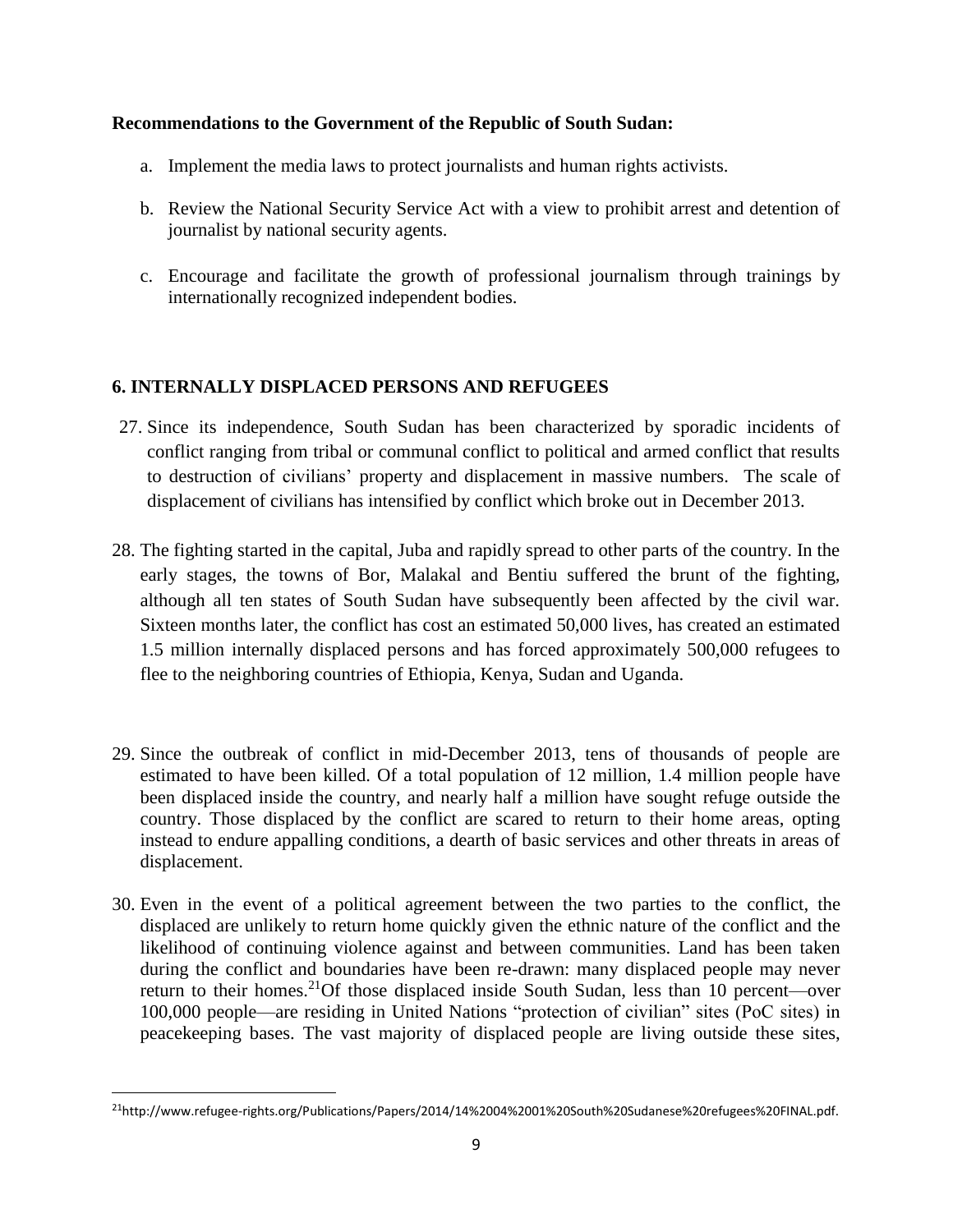**Recommendations to the Government of the Republic of South Sudan:**

a. Implement the media laws to protect journalists and human rights activists.

b. Review the National Security Service Act with a view to prohibit arrest and detention of journalist by national security agents.

c. Encourage and facilitate the growth of professional journalism through trainings by internationally recognized independent bodies.

## 6. INTERNALLY DISPLACED PERSONS AND REFUGEES

27. Since its independence, South Sudan has been characterized by sporadic incidents of conflict ranging from tribal or communal conflict to political and armed conflict that results to destruction of civilians' property and displacement in massive numbers. The scale of displacement of civilians has intensified by conflict which broke out in December 2013.

28. The fighting started in the capital, Juba and rapidly spread to other parts of the country. In the early stages, the towns of Bor, Malakal and Bentiu suffered the brunt of the fighting, although all ten states of South Sudan have subsequently been affected by the civil war. Sixteen months later, the conflict has cost an estimated 50,000 lives, has created an estimated 1.5 million internally displaced persons and has forced approximately 500,000 refugees to flee to the neighboring countries of Ethiopia, Kenya, Sudan and Uganda.

29. Since the outbreak of conflict in mid-December 2013, tens of thousands of people are estimated to have been killed. Of a total population of 12 million, 1.4 million people have been displaced inside the country, and nearly half a million have sought refuge outside the country. Those displaced by the conflict are scared to return to their home areas, opting instead to endure appalling conditions, a dearth of basic services and other threats in areas of displacement.

30. Even in the event of a political agreement between the two parties to the conflict, the displaced are unlikely to return home quickly given the ethnic nature of the conflict and the likelihood of continuing violence against and between communities. Land has been taken during the conflict and boundaries have been re-drawn: many displaced people may never return to their homes.[21] Of those displaced inside South Sudan, less than 10 percent—over 100,000 people—are residing in United Nations "protection of civilian" sites (PoC sites) in peacekeeping bases. The vast majority of displaced people are living outside these sites,

---

[21] http://www.refugee-rights.org/Publications/Papers/2014/14%2004%2001%20South%20Sudanese%20refugees%20FINAL.pdf.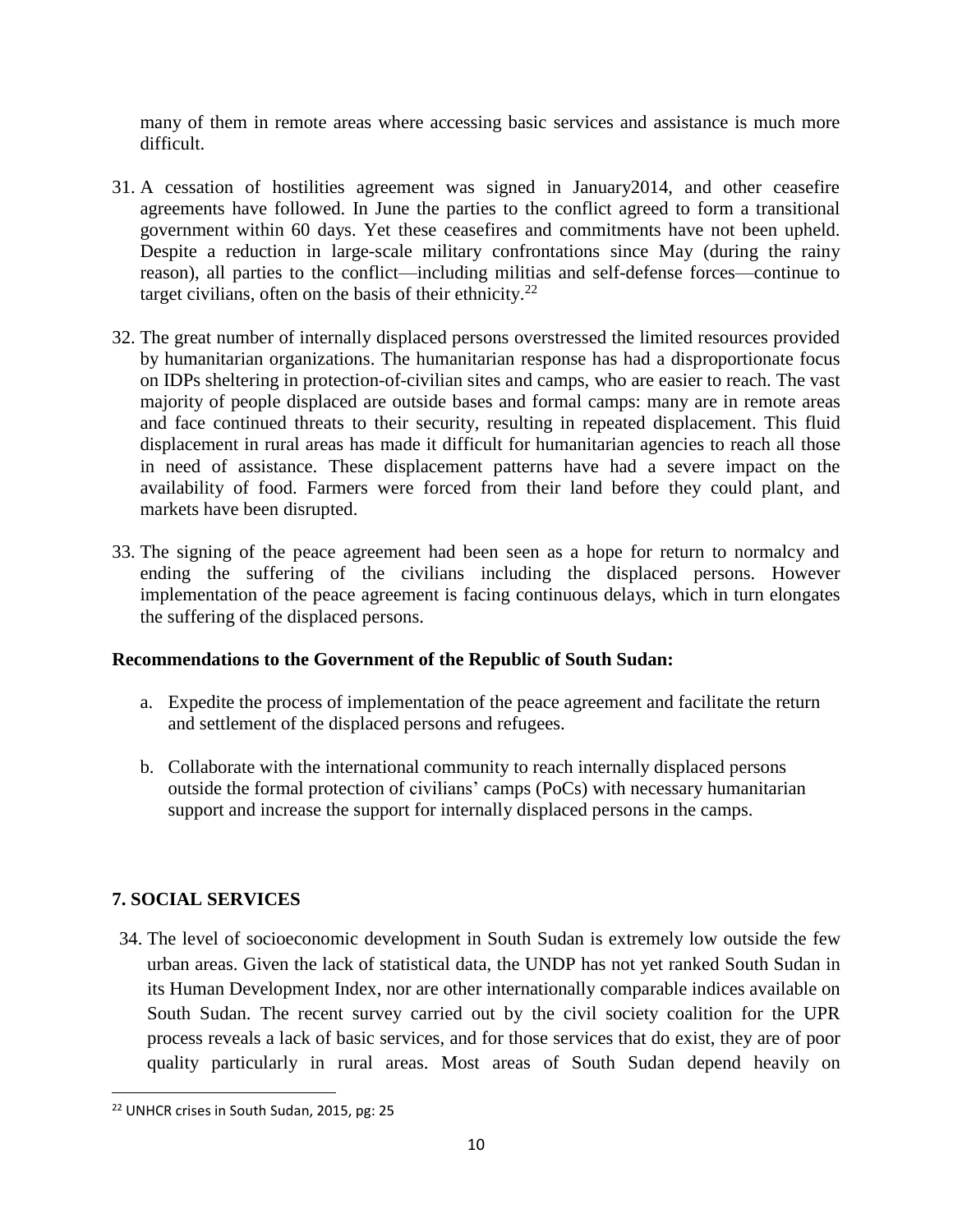many of them in remote areas where accessing basic services and assistance is much more difficult.

31. A cessation of hostilities agreement was signed in January2014, and other ceasefire agreements have followed. In June the parties to the conflict agreed to form a transitional government within 60 days. Yet these ceasefires and commitments have not been upheld. Despite a reduction in large-scale military confrontations since May (during the rainy reason), all parties to the conflict—including militias and self-defense forces—continue to target civilians, often on the basis of their ethnicity.[22]

32. The great number of internally displaced persons overstressed the limited resources provided by humanitarian organizations. The humanitarian response has had a disproportionate focus on IDPs sheltering in protection-of-civilian sites and camps, who are easier to reach. The vast majority of people displaced are outside bases and formal camps: many are in remote areas and face continued threats to their security, resulting in repeated displacement. This fluid displacement in rural areas has made it difficult for humanitarian agencies to reach all those in need of assistance. These displacement patterns have had a severe impact on the availability of food. Farmers were forced from their land before they could plant, and markets have been disrupted.

33. The signing of the peace agreement had been seen as a hope for return to normalcy and ending the suffering of the civilians including the displaced persons. However implementation of the peace agreement is facing continuous delays, which in turn elongates the suffering of the displaced persons.

**Recommendations to the Government of the Republic of South Sudan:**

a. Expedite the process of implementation of the peace agreement and facilitate the return and settlement of the displaced persons and refugees.

b. Collaborate with the international community to reach internally displaced persons outside the formal protection of civilians' camps (PoCs) with necessary humanitarian support and increase the support for internally displaced persons in the camps.

## 7. SOCIAL SERVICES

34. The level of socioeconomic development in South Sudan is extremely low outside the few urban areas. Given the lack of statistical data, the UNDP has not yet ranked South Sudan in its Human Development Index, nor are other internationally comparable indices available on South Sudan. The recent survey carried out by the civil society coalition for the UPR process reveals a lack of basic services, and for those services that do exist, they are of poor quality particularly in rural areas. Most areas of South Sudan depend heavily on

---

[22] UNHCR crises in South Sudan, 2015, pg: 25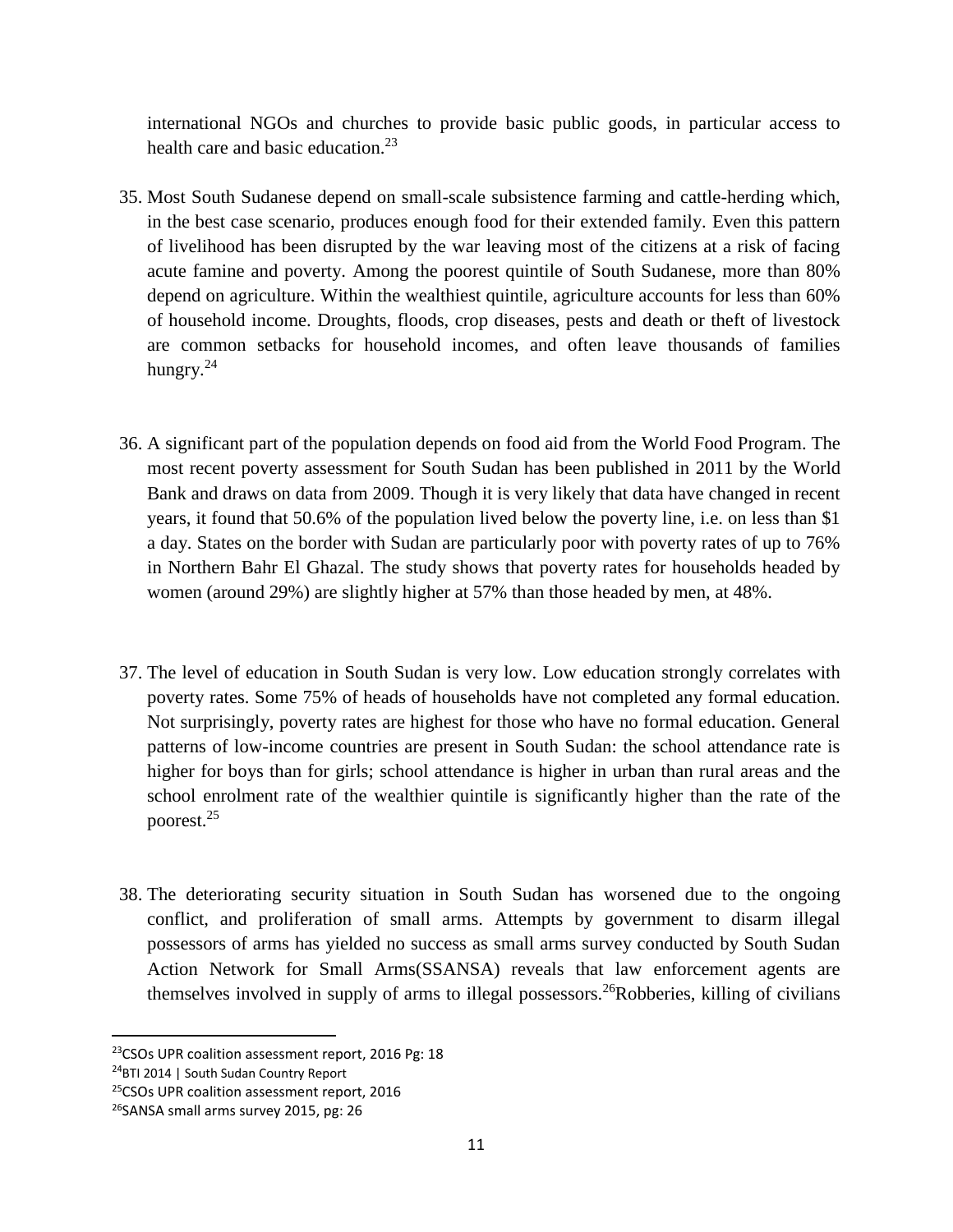international NGOs and churches to provide basic public goods, in particular access to health care and basic education.[23]

35. Most South Sudanese depend on small-scale subsistence farming and cattle-herding which, in the best case scenario, produces enough food for their extended family. Even this pattern of livelihood has been disrupted by the war leaving most of the citizens at a risk of facing acute famine and poverty. Among the poorest quintile of South Sudanese, more than 80% depend on agriculture. Within the wealthiest quintile, agriculture accounts for less than 60% of household income. Droughts, floods, crop diseases, pests and death or theft of livestock are common setbacks for household incomes, and often leave thousands of families hungry.[24]

36. A significant part of the population depends on food aid from the World Food Program. The most recent poverty assessment for South Sudan has been published in 2011 by the World Bank and draws on data from 2009. Though it is very likely that data have changed in recent years, it found that 50.6% of the population lived below the poverty line, i.e. on less than $1 a day. States on the border with Sudan are particularly poor with poverty rates of up to 76% in Northern Bahr El Ghazal. The study shows that poverty rates for households headed by women (around 29%) are slightly higher at 57% than those headed by men, at 48%.

37. The level of education in South Sudan is very low. Low education strongly correlates with poverty rates. Some 75% of heads of households have not completed any formal education. Not surprisingly, poverty rates are highest for those who have no formal education. General patterns of low-income countries are present in South Sudan: the school attendance rate is higher for boys than for girls; school attendance is higher in urban than rural areas and the school enrolment rate of the wealthier quintile is significantly higher than the rate of the poorest.[25]

38. The deteriorating security situation in South Sudan has worsened due to the ongoing conflict, and proliferation of small arms. Attempts by government to disarm illegal possessors of arms has yielded no success as small arms survey conducted by South Sudan Action Network for Small Arms(SSANSA) reveals that law enforcement agents are themselves involved in supply of arms to illegal possessors.[26]Robberies, killing of civilians

---

[23]CSOs UPR coalition assessment report, 2016 Pg: 18

[24]BTI 2014 | South Sudan Country Report

[25]CSOs UPR coalition assessment report, 2016

[26]SANSA small arms survey 2015, pg: 26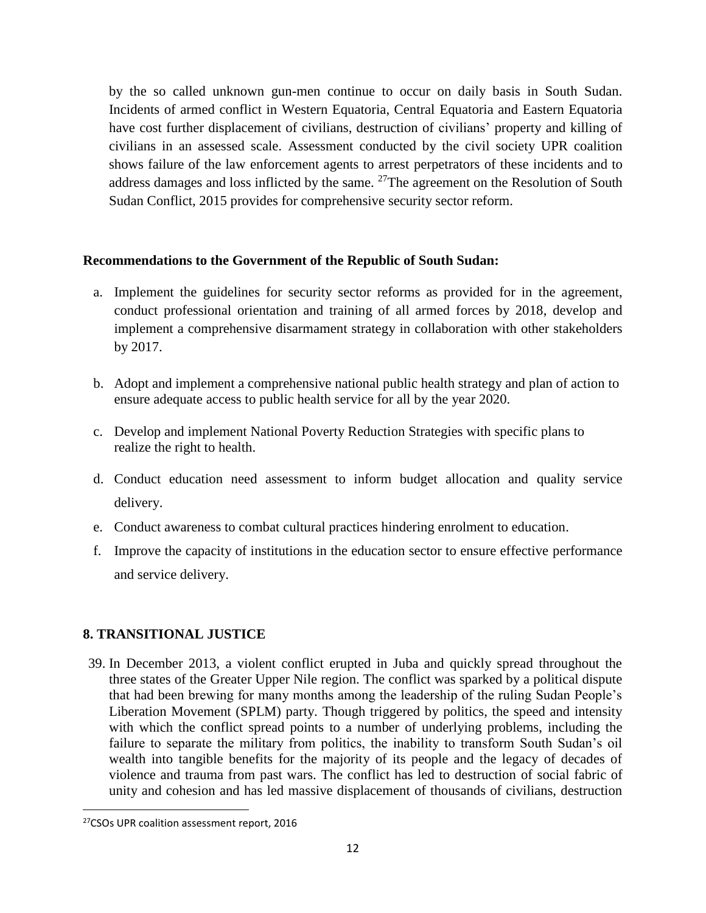by the so called unknown gun-men continue to occur on daily basis in South Sudan. Incidents of armed conflict in Western Equatoria, Central Equatoria and Eastern Equatoria have cost further displacement of civilians, destruction of civilians' property and killing of civilians in an assessed scale. Assessment conducted by the civil society UPR coalition shows failure of the law enforcement agents to arrest perpetrators of these incidents and to address damages and loss inflicted by the same. [27]The agreement on the Resolution of South Sudan Conflict, 2015 provides for comprehensive security sector reform.

**Recommendations to the Government of the Republic of South Sudan:**

a. Implement the guidelines for security sector reforms as provided for in the agreement, conduct professional orientation and training of all armed forces by 2018, develop and implement a comprehensive disarmament strategy in collaboration with other stakeholders by 2017.

b. Adopt and implement a comprehensive national public health strategy and plan of action to ensure adequate access to public health service for all by the year 2020.

c. Develop and implement National Poverty Reduction Strategies with specific plans to realize the right to health.

d. Conduct education need assessment to inform budget allocation and quality service delivery.

e. Conduct awareness to combat cultural practices hindering enrolment to education.

f. Improve the capacity of institutions in the education sector to ensure effective performance and service delivery.

## 8. TRANSITIONAL JUSTICE

39. In December 2013, a violent conflict erupted in Juba and quickly spread throughout the three states of the Greater Upper Nile region. The conflict was sparked by a political dispute that had been brewing for many months among the leadership of the ruling Sudan People's Liberation Movement (SPLM) party. Though triggered by politics, the speed and intensity with which the conflict spread points to a number of underlying problems, including the failure to separate the military from politics, the inability to transform South Sudan's oil wealth into tangible benefits for the majority of its people and the legacy of decades of violence and trauma from past wars. The conflict has led to destruction of social fabric of unity and cohesion and has led massive displacement of thousands of civilians, destruction

---

[27]CSOs UPR coalition assessment report, 2016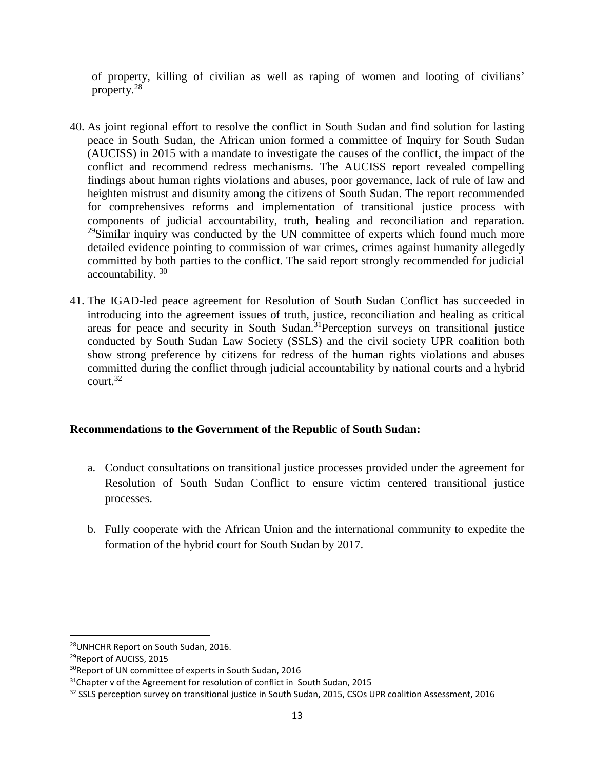of property, killing of civilian as well as raping of women and looting of civilians' property.[28]

40. As joint regional effort to resolve the conflict in South Sudan and find solution for lasting peace in South Sudan, the African union formed a committee of Inquiry for South Sudan (AUCISS) in 2015 with a mandate to investigate the causes of the conflict, the impact of the conflict and recommend redress mechanisms. The AUCISS report revealed compelling findings about human rights violations and abuses, poor governance, lack of rule of law and heighten mistrust and disunity among the citizens of South Sudan. The report recommended for comprehensives reforms and implementation of transitional justice process with components of judicial accountability, truth, healing and reconciliation and reparation. [29]Similar inquiry was conducted by the UN committee of experts which found much more detailed evidence pointing to commission of war crimes, crimes against humanity allegedly committed by both parties to the conflict. The said report strongly recommended for judicial accountability. [30]

41. The IGAD-led peace agreement for Resolution of South Sudan Conflict has succeeded in introducing into the agreement issues of truth, justice, reconciliation and healing as critical areas for peace and security in South Sudan.[31]Perception surveys on transitional justice conducted by South Sudan Law Society (SSLS) and the civil society UPR coalition both show strong preference by citizens for redress of the human rights violations and abuses committed during the conflict through judicial accountability by national courts and a hybrid court.[32]

**Recommendations to the Government of the Republic of South Sudan:**

a. Conduct consultations on transitional justice processes provided under the agreement for Resolution of South Sudan Conflict to ensure victim centered transitional justice processes.

b. Fully cooperate with the African Union and the international community to expedite the formation of the hybrid court for South Sudan by 2017.

---

[28]UNHCHR Report on South Sudan, 2016.

[29]Report of AUCISS, 2015

[30]Report of UN committee of experts in South Sudan, 2016

[31]Chapter v of the Agreement for resolution of conflict in South Sudan, 2015

[32] SSLS perception survey on transitional justice in South Sudan, 2015, CSOs UPR coalition Assessment, 2016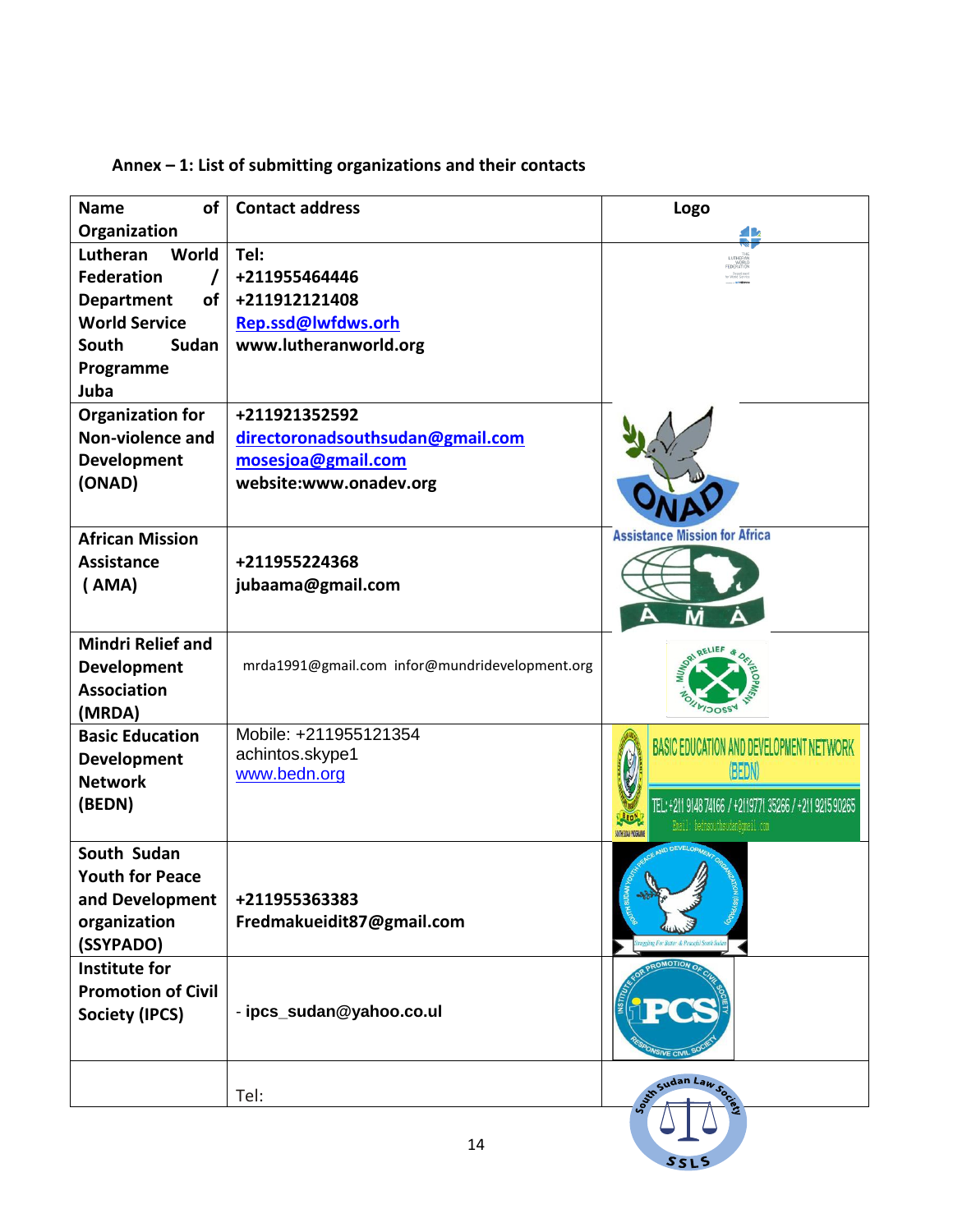**Annex – 1: List of submitting organizations and their contacts**

| Name of Organization | Contact address | Logo |
|---|---|---|
| Lutheran World Federation / Department of World Service South Sudan Programme Juba | Tel: +211955464446 +211912121408 Rep.ssd@lwfdws.orh www.lutheranworld.org | |
| Organization for Non-violence and Development (ONAD) | +211921352592 directoronadsouthsudan@gmail.com mosesjoa@gmail.com website:www.onadev.org | |
| African Mission Assistance (AMA) | +211955224368 jubaama@gmail.com | |
| Mindri Relief and Development Association (MRDA) | mrda1991@gmail.com infor@mundridevelopment.org | |
| Basic Education Development Network (BEDN) | Mobile: +211955121354 achintos.skype1 www.bedn.org | |
| South Sudan Youth for Peace and Development organization (SSYPADO) | +211955363383 Fredmakueidit87@gmail.com | |
| Institute for Promotion of Civil Society (IPCS) | - ipcs_sudan@yahoo.co.ul | |
| | Tel: | |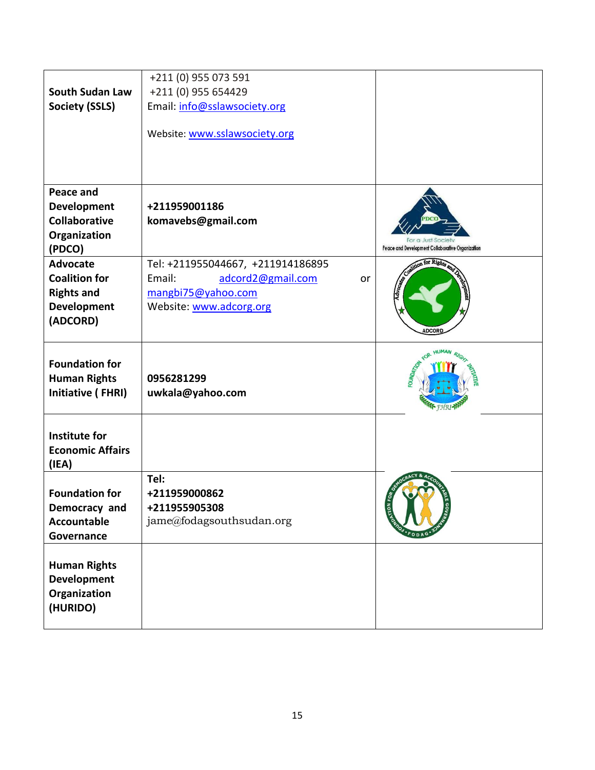| | | |
|---|---|---|
| **South Sudan Law Society (SSLS)** | +211 (0) 955 073 591<br>+211 (0) 955 654429<br>Email: info@sslawsociety.org<br><br>Website: www.sslawsociety.org | |
| **Peace and Development Collaborative Organization (PDCO)** | **+211959001186**<br>**komavebs@gmail.com** | PDCO<br>For a Just Society<br>Peace and Development Collaborative Organization |
| **Advocate Coalition for Rights and Development (ADCORD)** | Tel: +211955044667, +211914186895<br>Email: adcord2@gmail.com or mangbi75@yahoo.com<br>Website: www.adcorg.org | Advocates Coalition for Rights and Development<br>ADCORD |
| **Foundation for Human Rights Initiative ( FHRI)** | **0956281299**<br>**uwkala@yahoo.com** | FOUNDATION FOR HUMAN RIGHT INITIATIVE<br>FHRI |
| **Institute for Economic Affairs (IEA)** | | |
| **Foundation for Democracy and Accountable Governance** | **Tel:**<br>**+211959000862**<br>**+211955905308**<br>jame@fodagsouthsudan.org | FOUNDATION FOR DEMOCRACY & ACCOUNTABLE GOVERNANCE<br>FODAG |
| **Human Rights Development Organization (HURIDO)** | | |